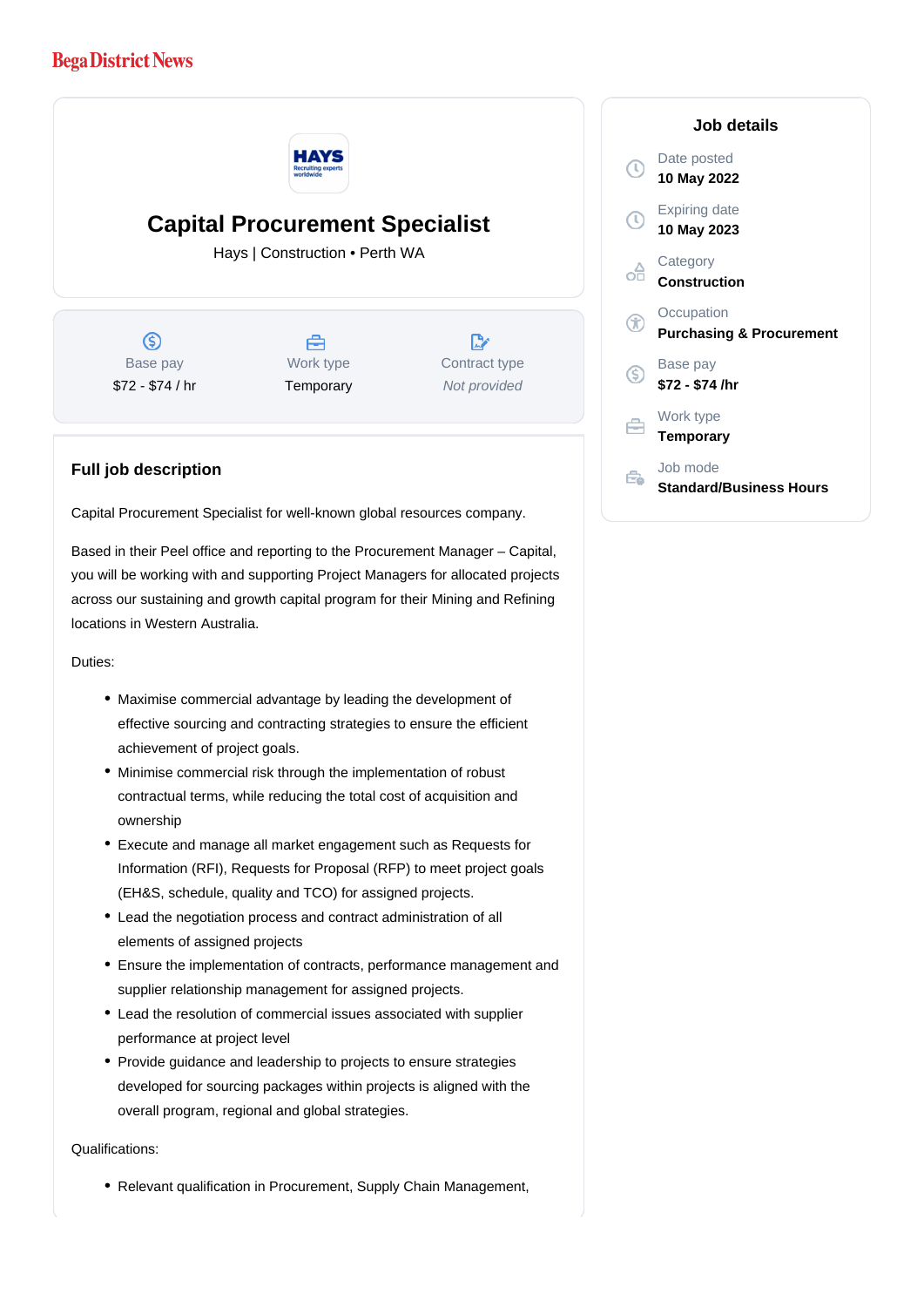Bega District News

# Capital Procurement Specialist

Hays | Construction • Perth WA

| Base pay | Work type | Contract type |
| --- | --- | --- |
| $72 - $74 / hr | Temporary | *Not provided* |

## Job details

Date posted
**10 May 2022**

Expiring date
**10 May 2023**

Category
**Construction**

Occupation
**Purchasing & Procurement**

Base pay
**$72 - $74 /hr**

Work type
**Temporary**

Job mode
**Standard/Business Hours**

## Full job description

Capital Procurement Specialist for well-known global resources company.

Based in their Peel office and reporting to the Procurement Manager – Capital, you will be working with and supporting Project Managers for allocated projects across our sustaining and growth capital program for their Mining and Refining locations in Western Australia.

Duties:

- Maximise commercial advantage by leading the development of effective sourcing and contracting strategies to ensure the efficient achievement of project goals.
- Minimise commercial risk through the implementation of robust contractual terms, while reducing the total cost of acquisition and ownership
- Execute and manage all market engagement such as Requests for Information (RFI), Requests for Proposal (RFP) to meet project goals (EH&S, schedule, quality and TCO) for assigned projects.
- Lead the negotiation process and contract administration of all elements of assigned projects
- Ensure the implementation of contracts, performance management and supplier relationship management for assigned projects.
- Lead the resolution of commercial issues associated with supplier performance at project level
- Provide guidance and leadership to projects to ensure strategies developed for sourcing packages within projects is aligned with the overall program, regional and global strategies.

Qualifications:

- Relevant qualification in Procurement, Supply Chain Management,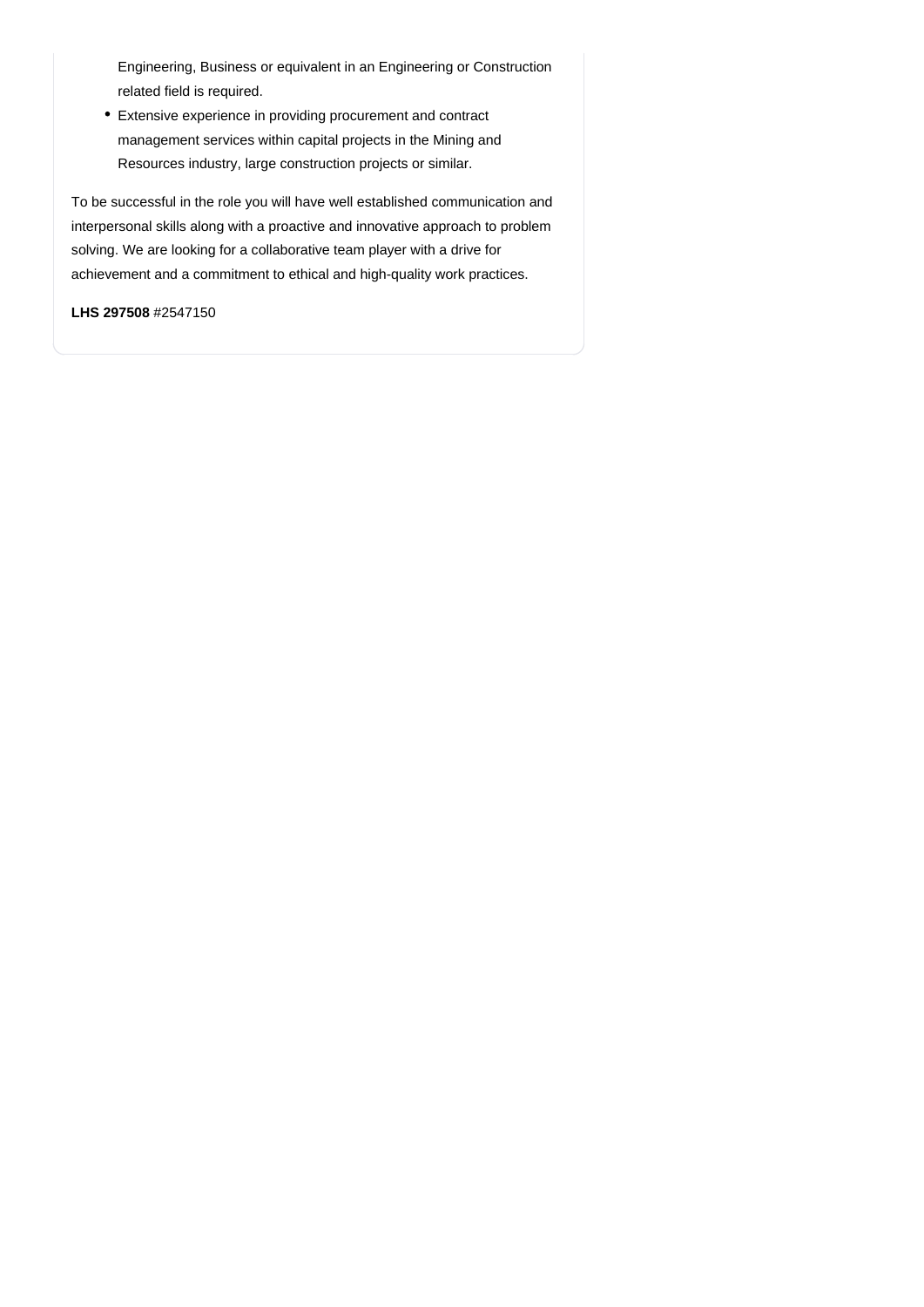Engineering, Business or equivalent in an Engineering or Construction related field is required.
- Extensive experience in providing procurement and contract management services within capital projects in the Mining and Resources industry, large construction projects or similar.

To be successful in the role you will have well established communication and interpersonal skills along with a proactive and innovative approach to problem solving. We are looking for a collaborative team player with a drive for achievement and a commitment to ethical and high-quality work practices.

**LHS 297508** #2547150